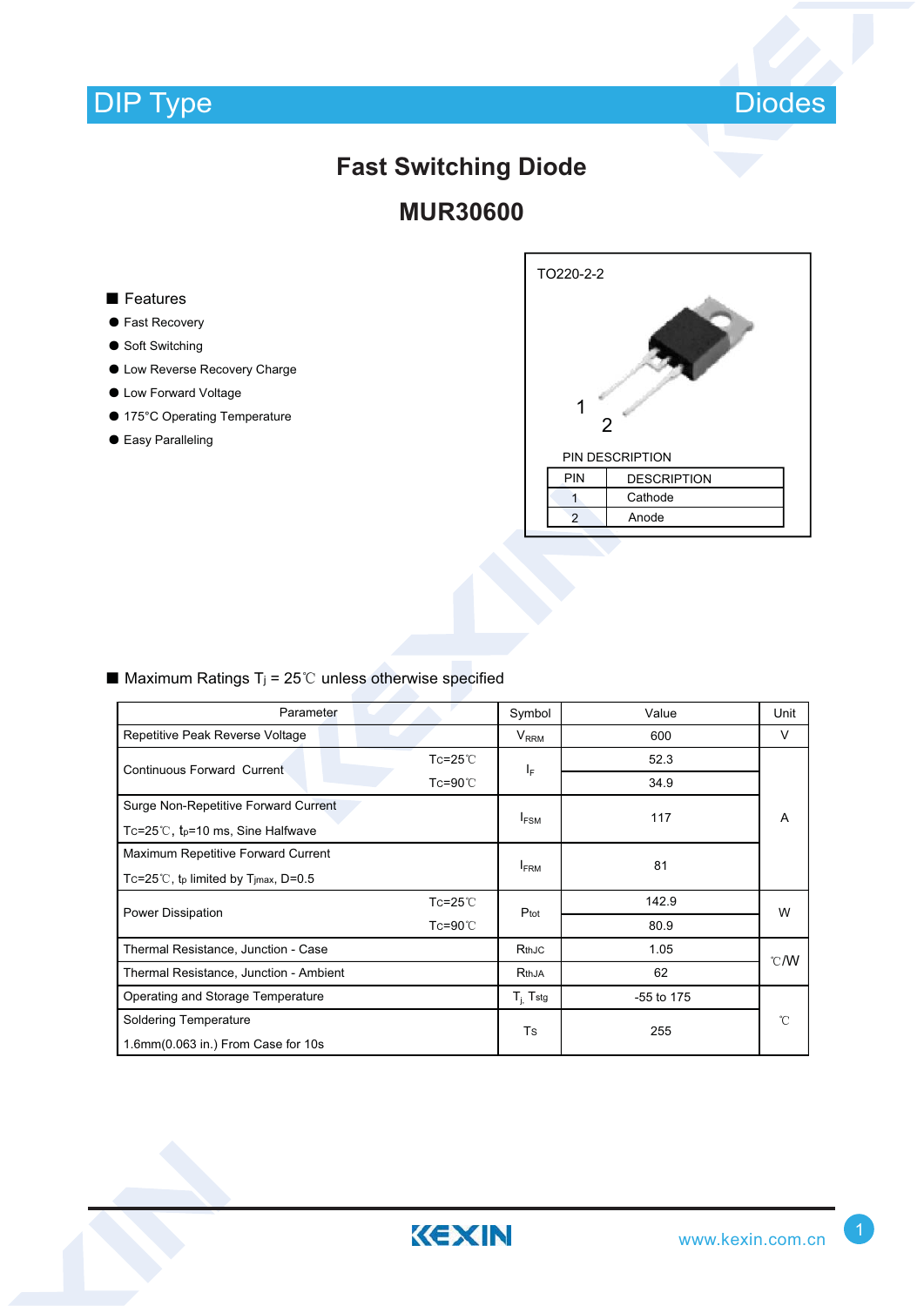DIP Type — Diodes

# Fast Switching Diode

# MUR30600

TO220-2-2

1
2

PIN DESCRIPTION

| PIN | DESCRIPTION |
|---|---|
| 1 | Cathode |
| 2 | Anode |

## ■ Features

- Fast Recovery
- Soft Switching
- Low Reverse Recovery Charge
- Low Forward Voltage
- 175°C Operating Temperature
- Easy Paralleling

## ■ Maximum Ratings $T_j$ = 25℃ unless otherwise specified

| Parameter | | Symbol | Value | Unit |
|---|---|---|---|---|
| Repetitive Peak Reverse Voltage | | $V_{RRM}$ | 600 | V |
| Continuous Forward Current | Tc=25℃ | $I_F$ | 52.3 | A |
| | Tc=90℃ | | 34.9 | |
| Surge Non-Repetitive Forward Current Tc=25℃, $t_p$=10 ms, Sine Halfwave | | $I_{FSM}$ | 117 | |
| Maximum Repetitive Forward Current Tc=25℃, $t_p$ limited by $T_{jmax}$, D=0.5 | | $I_{FRM}$ | 81 | |
| Power Dissipation | Tc=25℃ | $P_{tot}$ | 142.9 | W |
| | Tc=90℃ | | 80.9 | |
| Thermal Resistance, Junction - Case | | $R_{thJC}$ | 1.05 | ℃/W |
| Thermal Resistance, Junction - Ambient | | $R_{thJA}$ | 62 | |
| Operating and Storage Temperature | | $T_j$, $T_{stg}$ | -55 to 175 | ℃ |
| Soldering Temperature 1.6mm(0.063 in.) From Case for 10s | | Ts | 255 | |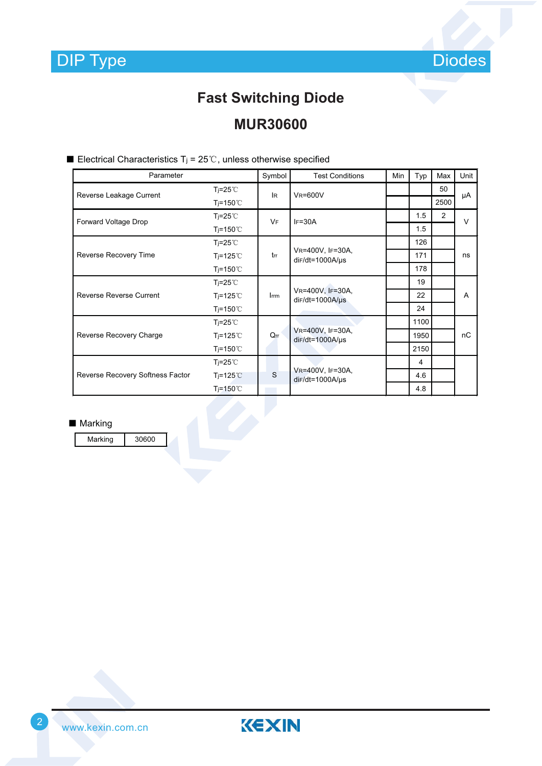# Fast Switching Diode

## MUR30600

■ Electrical Characteristics $T_j$ = 25℃, unless otherwise specified

| Parameter | | Symbol | Test Conditions | Min | Typ | Max | Unit |
|---|---|---|---|---|---|---|---|
| Reverse Leakage Current | $T_j$=25℃ | $I_R$ | $V_R$=600V | | | 50 | μA |
| | $T_j$=150℃ | | | | | 2500 | |
| Forward Voltage Drop | $T_j$=25℃ | $V_F$ | $I_F$=30A | | 1.5 | 2 | V |
| | $T_j$=150℃ | | | | 1.5 | | |
| Reverse Recovery Time | $T_j$=25℃ | $t_{rr}$ | $V_R$=400V, $I_F$=30A, $di_F/dt$=1000A/μs | | 126 | | ns |
| | $T_j$=125℃ | | | | 171 | | |
| | $T_j$=150℃ | | | | 178 | | |
| Reverse Reverse Current | $T_j$=25℃ | $I_{rrm}$ | $V_R$=400V, $I_F$=30A, $di_F/dt$=1000A/μs | | 19 | | A |
| | $T_j$=125℃ | | | | 22 | | |
| | $T_j$=150℃ | | | | 24 | | |
| Reverse Recovery Charge | $T_j$=25℃ | $Q_{rr}$ | $V_R$=400V, $I_F$=30A, $di_F/dt$=1000A/μs | | 1100 | | nC |
| | $T_j$=125℃ | | | | 1950 | | |
| | $T_j$=150℃ | | | | 2150 | | |
| Reverse Recovery Softness Factor | $T_j$=25℃ | S | $V_R$=400V, $I_F$=30A, $di_F/dt$=1000A/μs | | 4 | | |
| | $T_j$=125℃ | | | | 4.6 | | |
| | $T_j$=150℃ | | | | 4.8 | | |

■ Marking

| Marking | 30600 |
|---|---|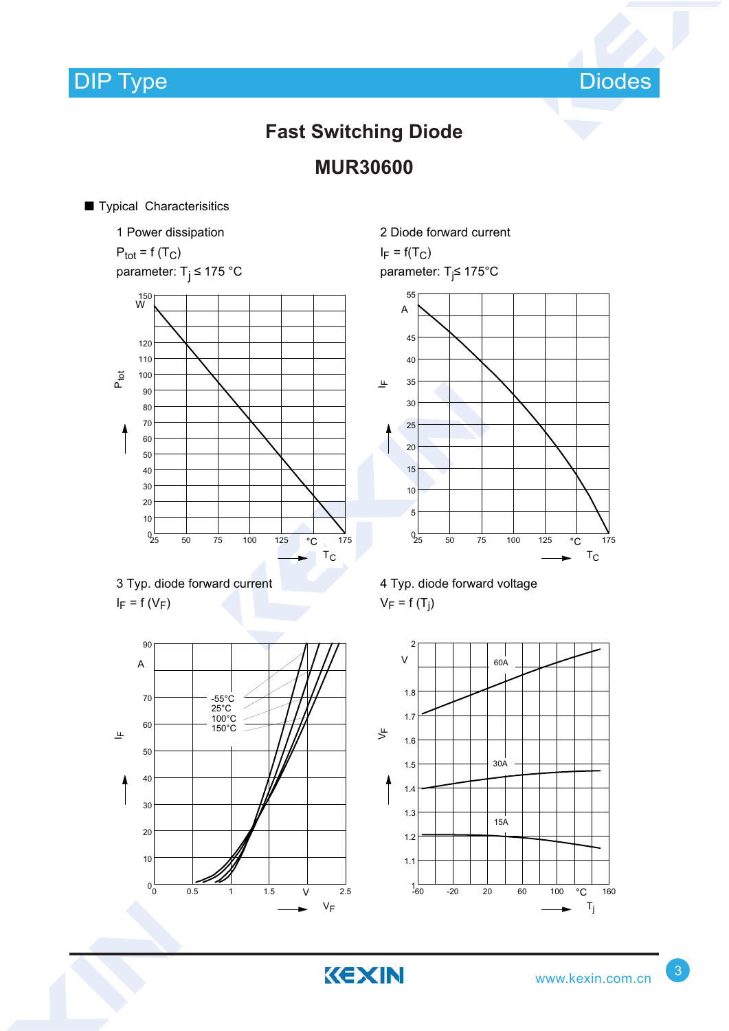# Fast Switching Diode

## MUR30600

■ Typical Characterisitics

1 Power dissipation

$P_{tot} = f(T_C)$

parameter: $T_j \leq 175$ °C

2 Diode forward current

$I_F = f(T_C)$

parameter: $T_j \leq 175$°C

3 Typ. diode forward current

$I_F = f(V_F)$

4 Typ. diode forward voltage

$V_F = f(T_j)$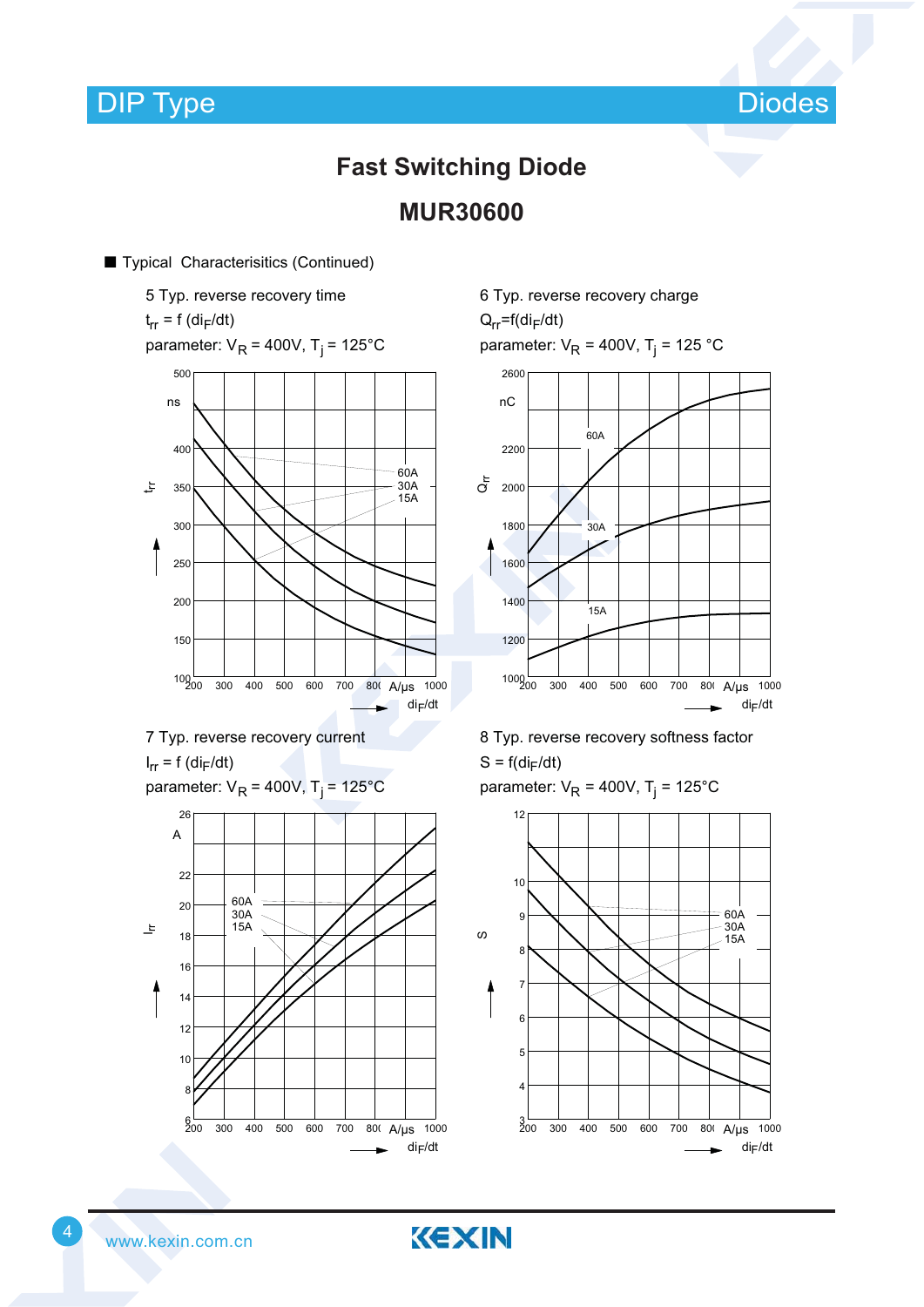# Fast Switching Diode

## MUR30600

■ Typical Characterisitics (Continued)

5 Typ. reverse recovery time

$t_{rr}$ = f ($di_F/dt$)

parameter: $V_R$ = 400V, $T_j$ = 125°C

6 Typ. reverse recovery charge

$Q_{rr}$=f($di_F/dt$)

parameter: $V_R$ = 400V, $T_j$ = 125 °C

7 Typ. reverse recovery current

$I_{rr}$ = f ($di_F/dt$)

parameter: $V_R$ = 400V, $T_j$ = 125°C

8 Typ. reverse recovery softness factor

S = f($di_F/dt$)

parameter: $V_R$ = 400V, $T_j$ = 125°C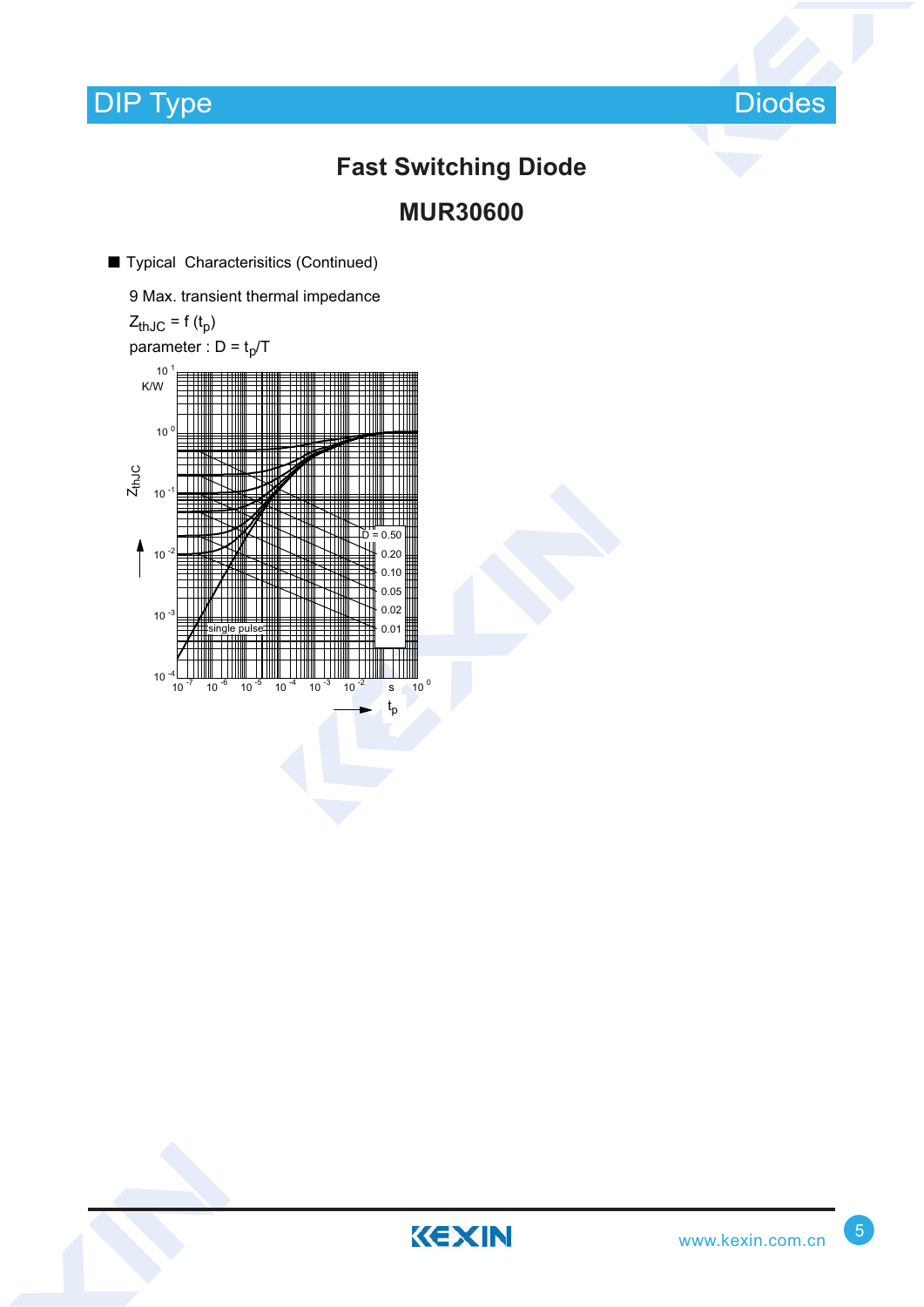## Fast Switching Diode

## MUR30600

■ Typical Characterisitics (Continued)

9 Max. transient thermal impedance

$Z_{thJC} = f(t_p)$

parameter : $D = t_p/T$

$Z_{thJC}$ (K/W): $10^{1}$, $10^{0}$, $10^{-1}$, $10^{-2}$, $10^{-3}$, $10^{-4}$

$t_p$ (s): $10^{-7}$, $10^{-6}$, $10^{-5}$, $10^{-4}$, $10^{-3}$, $10^{-2}$, $10^{0}$

D = 0.50, 0.20, 0.10, 0.05, 0.02, 0.01, single pulse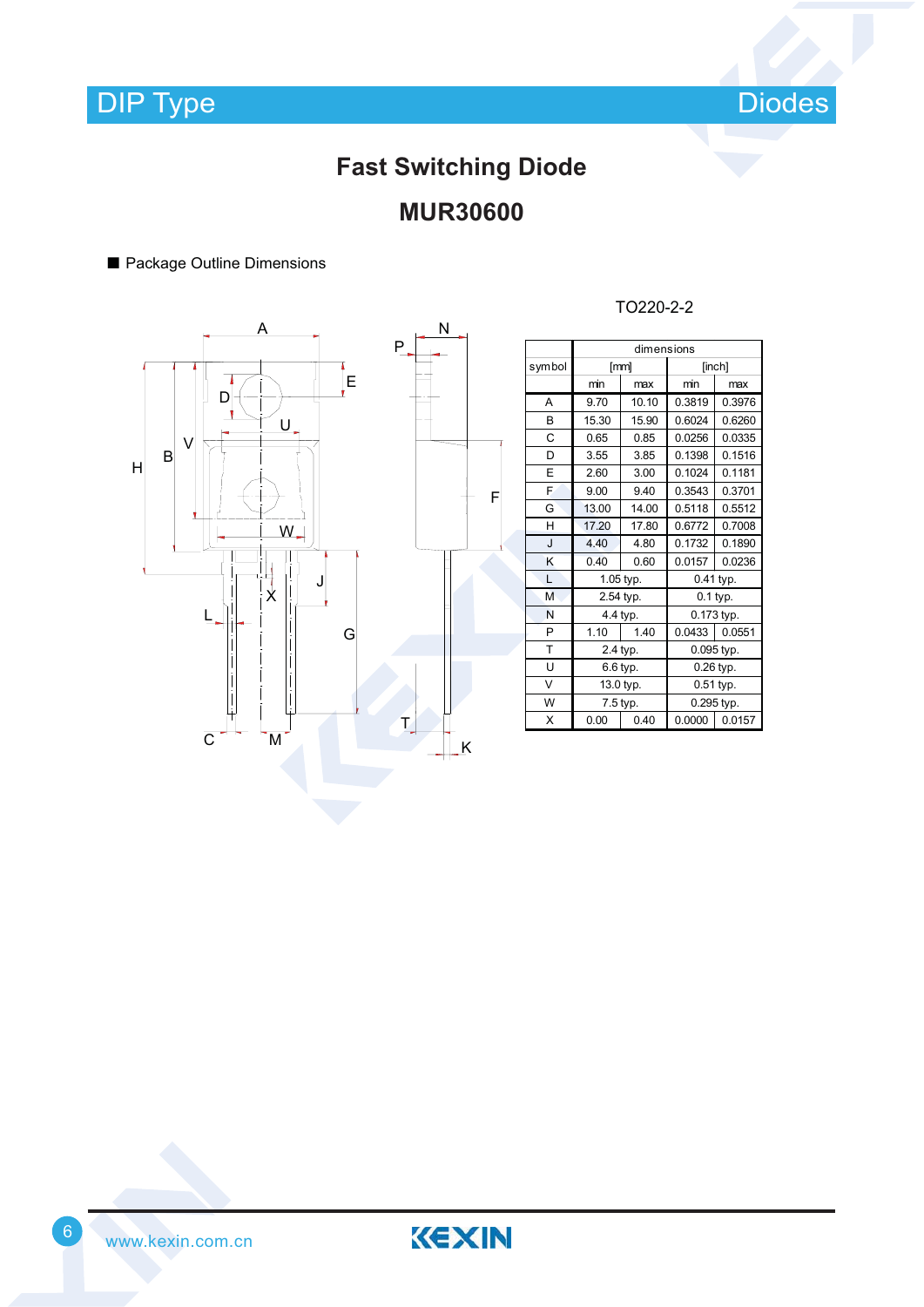# Fast Switching Diode

# MUR30600

■ Package Outline Dimensions

TO220-2-2

A
N
P
E
D
U
V
B
H
F
W
J
X
L
G
T
C
M
K

| symbol | dimensions [mm] min | dimensions [mm] max | dimensions [inch] min | dimensions [inch] max |
|---|---|---|---|---|
| A | 9.70 | 10.10 | 0.3819 | 0.3976 |
| B | 15.30 | 15.90 | 0.6024 | 0.6260 |
| C | 0.65 | 0.85 | 0.0256 | 0.0335 |
| D | 3.55 | 3.85 | 0.1398 | 0.1516 |
| E | 2.60 | 3.00 | 0.1024 | 0.1181 |
| F | 9.00 | 9.40 | 0.3543 | 0.3701 |
| G | 13.00 | 14.00 | 0.5118 | 0.5512 |
| H | 17.20 | 17.80 | 0.6772 | 0.7008 |
| J | 4.40 | 4.80 | 0.1732 | 0.1890 |
| K | 0.40 | 0.60 | 0.0157 | 0.0236 |
| L | 1.05 typ. | | 0.41 typ. | |
| M | 2.54 typ. | | 0.1 typ. | |
| N | 4.4 typ. | | 0.173 typ. | |
| P | 1.10 | 1.40 | 0.0433 | 0.0551 |
| T | 2.4 typ. | | 0.095 typ. | |
| U | 6.6 typ. | | 0.26 typ. | |
| V | 13.0 typ. | | 0.51 typ. | |
| W | 7.5 typ. | | 0.295 typ. | |
| X | 0.00 | 0.40 | 0.0000 | 0.0157 |